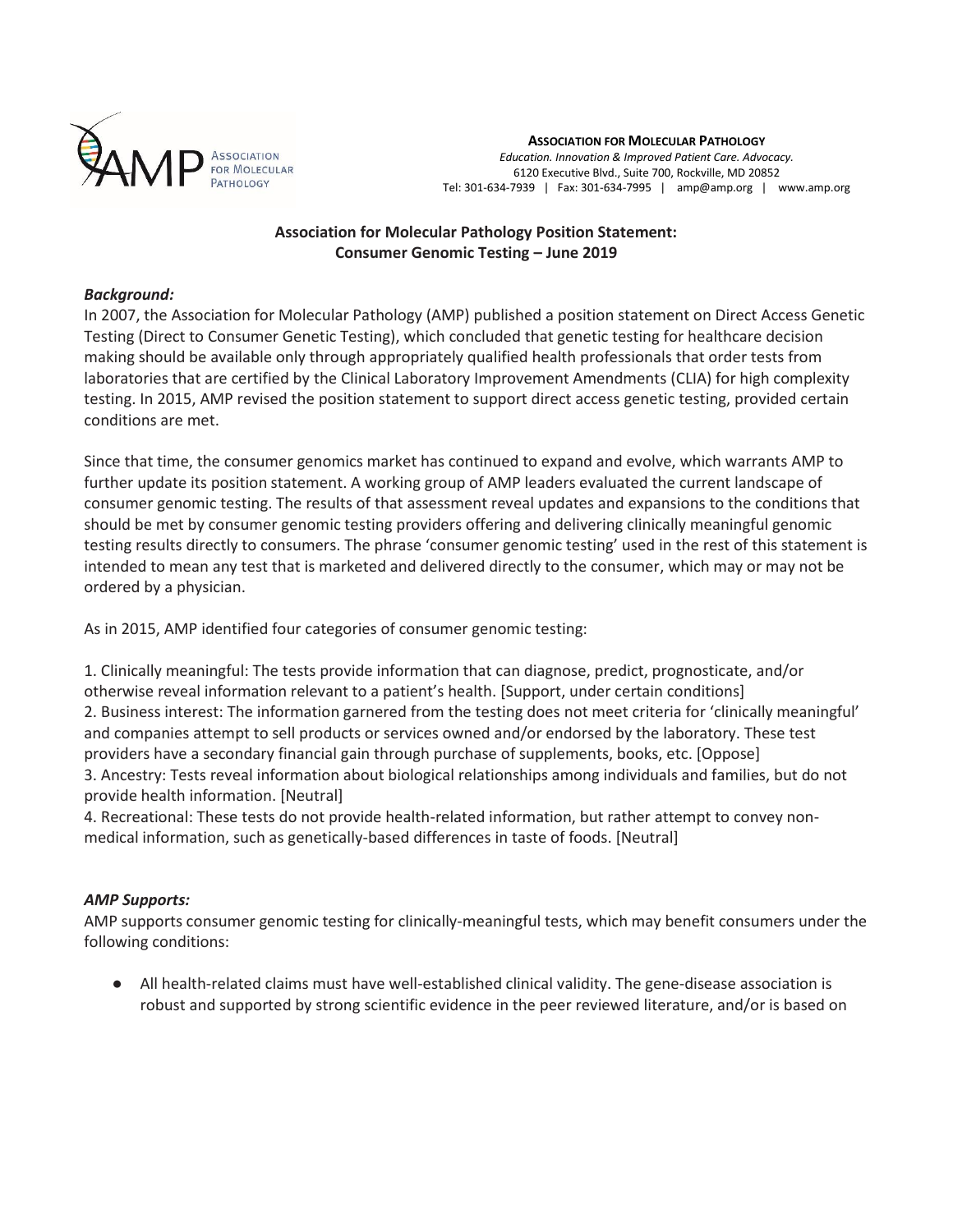**ASSOCIATION FOR MOLECULAR PATHOLOGY**
*Education. Innovation & Improved Patient Care. Advocacy.*
6120 Executive Blvd., Suite 700, Rockville, MD 20852
Tel: 301-634-7939 | Fax: 301-634-7995 | amp@amp.org | www.amp.org

# Association for Molecular Pathology Position Statement: Consumer Genomic Testing – June 2019

## *Background:*

In 2007, the Association for Molecular Pathology (AMP) published a position statement on Direct Access Genetic Testing (Direct to Consumer Genetic Testing), which concluded that genetic testing for healthcare decision making should be available only through appropriately qualified health professionals that order tests from laboratories that are certified by the Clinical Laboratory Improvement Amendments (CLIA) for high complexity testing. In 2015, AMP revised the position statement to support direct access genetic testing, provided certain conditions are met.

Since that time, the consumer genomics market has continued to expand and evolve, which warrants AMP to further update its position statement. A working group of AMP leaders evaluated the current landscape of consumer genomic testing. The results of that assessment reveal updates and expansions to the conditions that should be met by consumer genomic testing providers offering and delivering clinically meaningful genomic testing results directly to consumers. The phrase 'consumer genomic testing' used in the rest of this statement is intended to mean any test that is marketed and delivered directly to the consumer, which may or may not be ordered by a physician.

As in 2015, AMP identified four categories of consumer genomic testing:

1. Clinically meaningful: The tests provide information that can diagnose, predict, prognosticate, and/or otherwise reveal information relevant to a patient's health. [Support, under certain conditions]
2. Business interest: The information garnered from the testing does not meet criteria for 'clinically meaningful' and companies attempt to sell products or services owned and/or endorsed by the laboratory. These test providers have a secondary financial gain through purchase of supplements, books, etc. [Oppose]
3. Ancestry: Tests reveal information about biological relationships among individuals and families, but do not provide health information. [Neutral]
4. Recreational: These tests do not provide health-related information, but rather attempt to convey non-medical information, such as genetically-based differences in taste of foods. [Neutral]

## *AMP Supports:*

AMP supports consumer genomic testing for clinically-meaningful tests, which may benefit consumers under the following conditions:

- All health-related claims must have well-established clinical validity. The gene-disease association is robust and supported by strong scientific evidence in the peer reviewed literature, and/or is based on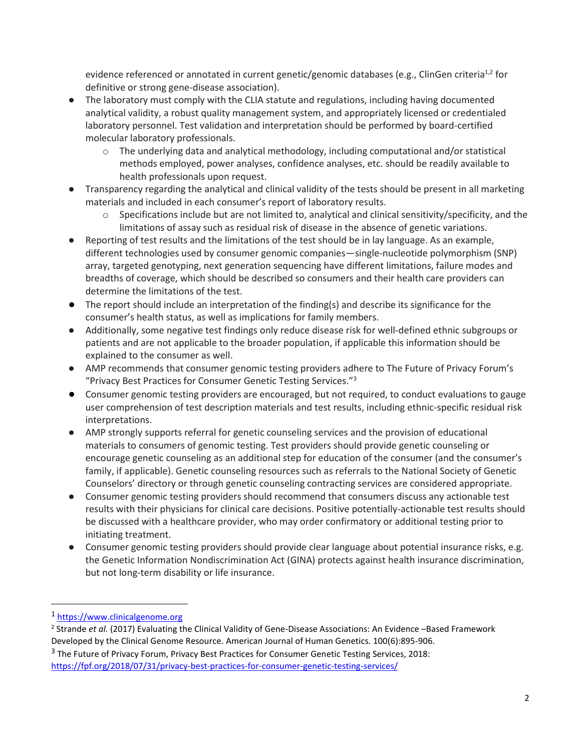evidence referenced or annotated in current genetic/genomic databases (e.g., ClinGen criteria[1,2] for definitive or strong gene-disease association).

- The laboratory must comply with the CLIA statute and regulations, including having documented analytical validity, a robust quality management system, and appropriately licensed or credentialed laboratory personnel. Test validation and interpretation should be performed by board-certified molecular laboratory professionals.
    - The underlying data and analytical methodology, including computational and/or statistical methods employed, power analyses, confidence analyses, etc. should be readily available to health professionals upon request.
- Transparency regarding the analytical and clinical validity of the tests should be present in all marketing materials and included in each consumer's report of laboratory results.
    - Specifications include but are not limited to, analytical and clinical sensitivity/specificity, and the limitations of assay such as residual risk of disease in the absence of genetic variations.
- Reporting of test results and the limitations of the test should be in lay language. As an example, different technologies used by consumer genomic companies—single-nucleotide polymorphism (SNP) array, targeted genotyping, next generation sequencing have different limitations, failure modes and breadths of coverage, which should be described so consumers and their health care providers can determine the limitations of the test.
- The report should include an interpretation of the finding(s) and describe its significance for the consumer's health status, as well as implications for family members.
- Additionally, some negative test findings only reduce disease risk for well-defined ethnic subgroups or patients and are not applicable to the broader population, if applicable this information should be explained to the consumer as well.
- AMP recommends that consumer genomic testing providers adhere to The Future of Privacy Forum's "Privacy Best Practices for Consumer Genetic Testing Services."[3]
- Consumer genomic testing providers are encouraged, but not required, to conduct evaluations to gauge user comprehension of test description materials and test results, including ethnic-specific residual risk interpretations.
- AMP strongly supports referral for genetic counseling services and the provision of educational materials to consumers of genomic testing. Test providers should provide genetic counseling or encourage genetic counseling as an additional step for education of the consumer (and the consumer's family, if applicable). Genetic counseling resources such as referrals to the National Society of Genetic Counselors' directory or through genetic counseling contracting services are considered appropriate.
- Consumer genomic testing providers should recommend that consumers discuss any actionable test results with their physicians for clinical care decisions. Positive potentially-actionable test results should be discussed with a healthcare provider, who may order confirmatory or additional testing prior to initiating treatment.
- Consumer genomic testing providers should provide clear language about potential insurance risks, e.g. the Genetic Information Nondiscrimination Act (GINA) protects against health insurance discrimination, but not long-term disability or life insurance.

---

[1] https://www.clinicalgenome.org

[2] Strande *et al.* (2017) Evaluating the Clinical Validity of Gene-Disease Associations: An Evidence –Based Framework Developed by the Clinical Genome Resource. American Journal of Human Genetics. 100(6):895-906.

[3] The Future of Privacy Forum, Privacy Best Practices for Consumer Genetic Testing Services, 2018: https://fpf.org/2018/07/31/privacy-best-practices-for-consumer-genetic-testing-services/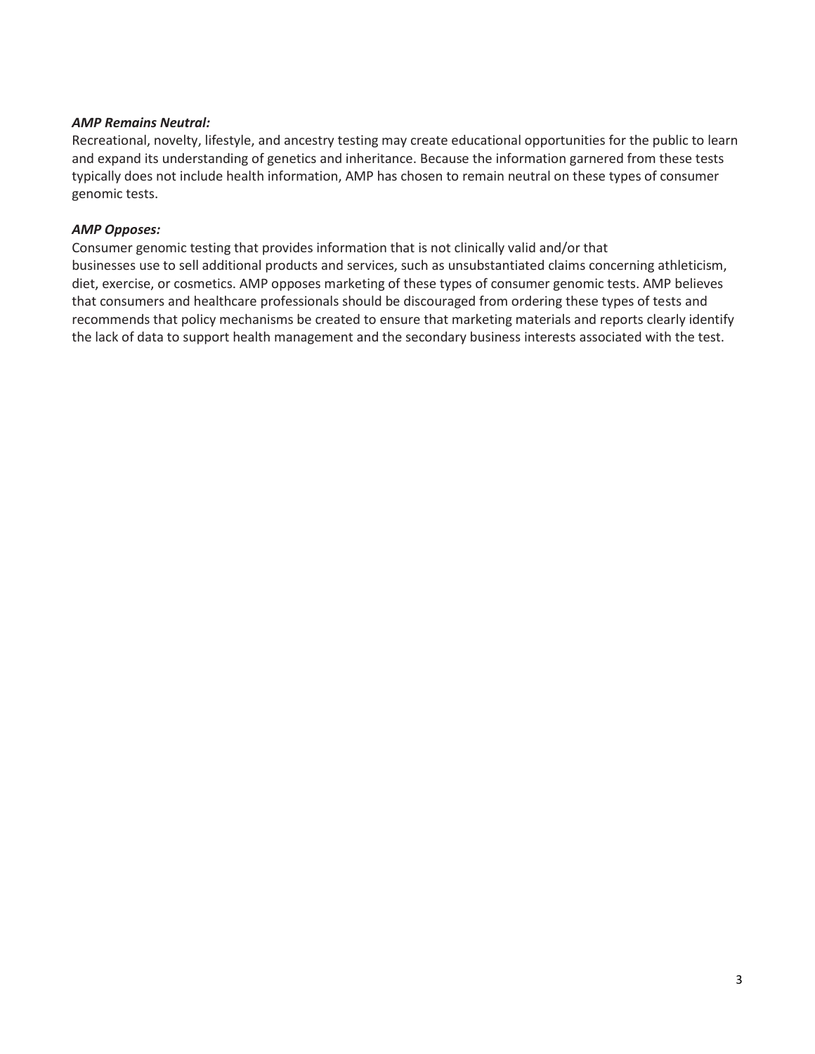***AMP Remains Neutral:***

Recreational, novelty, lifestyle, and ancestry testing may create educational opportunities for the public to learn and expand its understanding of genetics and inheritance. Because the information garnered from these tests typically does not include health information, AMP has chosen to remain neutral on these types of consumer genomic tests.

***AMP Opposes:***

Consumer genomic testing that provides information that is not clinically valid and/or that businesses use to sell additional products and services, such as unsubstantiated claims concerning athleticism, diet, exercise, or cosmetics. AMP opposes marketing of these types of consumer genomic tests. AMP believes that consumers and healthcare professionals should be discouraged from ordering these types of tests and recommends that policy mechanisms be created to ensure that marketing materials and reports clearly identify the lack of data to support health management and the secondary business interests associated with the test.